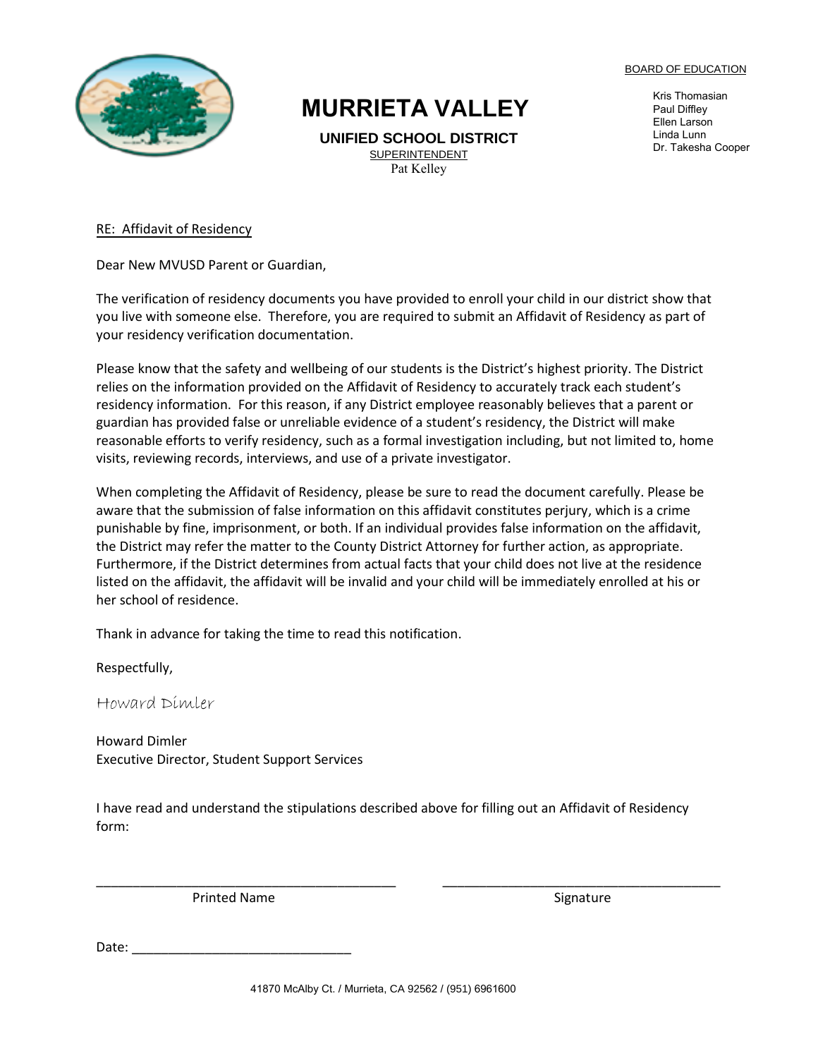# MURRIETA VALLEY

**UNIFIED SCHOOL DISTRICT**

SUPERINTENDENT
Pat Kelley

BOARD OF EDUCATION

Kris Thomasian
Paul Diffley
Ellen Larson
Linda Lunn
Dr. Takesha Cooper

RE: Affidavit of Residency

Dear New MVUSD Parent or Guardian,

The verification of residency documents you have provided to enroll your child in our district show that you live with someone else. Therefore, you are required to submit an Affidavit of Residency as part of your residency verification documentation.

Please know that the safety and wellbeing of our students is the District's highest priority. The District relies on the information provided on the Affidavit of Residency to accurately track each student's residency information. For this reason, if any District employee reasonably believes that a parent or guardian has provided false or unreliable evidence of a student's residency, the District will make reasonable efforts to verify residency, such as a formal investigation including, but not limited to, home visits, reviewing records, interviews, and use of a private investigator.

When completing the Affidavit of Residency, please be sure to read the document carefully. Please be aware that the submission of false information on this affidavit constitutes perjury, which is a crime punishable by fine, imprisonment, or both. If an individual provides false information on the affidavit, the District may refer the matter to the County District Attorney for further action, as appropriate. Furthermore, if the District determines from actual facts that your child does not live at the residence listed on the affidavit, the affidavit will be invalid and your child will be immediately enrolled at his or her school of residence.

Thank in advance for taking the time to read this notification.

Respectfully,

*Howard Dimler*

Howard Dimler
Executive Director, Student Support Services

I have read and understand the stipulations described above for filling out an Affidavit of Residency form:

\_\_\_\_\_\_\_\_\_\_\_\_\_\_\_\_\_\_\_\_\_\_\_\_\_\_\_\_\_\_\_\_\_\_\_\_\_\_\_\_ \_\_\_\_\_\_\_\_\_\_\_\_\_\_\_\_\_\_\_\_\_\_\_\_\_\_\_\_\_\_\_\_\_\_\_\_\_\_\_\_
Printed Name Signature

Date: \_\_\_\_\_\_\_\_\_\_\_\_\_\_\_\_\_\_\_\_\_\_\_\_\_\_\_\_\_\_

41870 McAlby Ct. / Murrieta, CA 92562 / (951) 6961600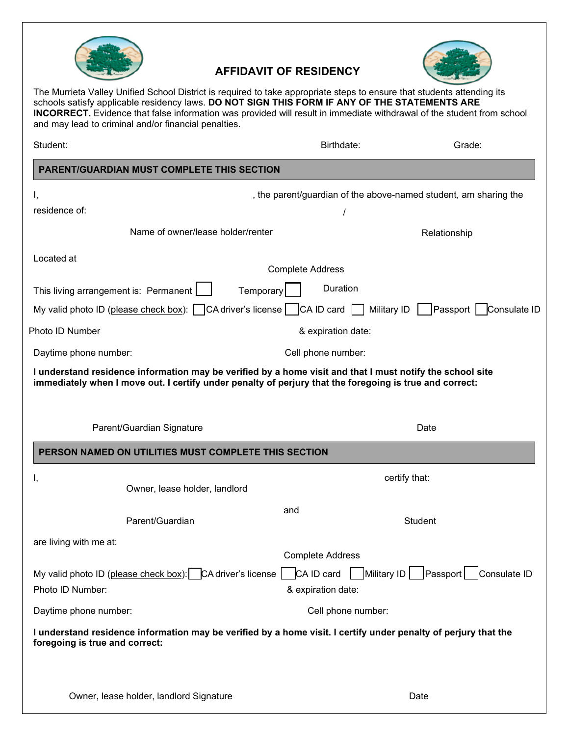# AFFIDAVIT OF RESIDENCY

The Murrieta Valley Unified School District is required to take appropriate steps to ensure that students attending its schools satisfy applicable residency laws. **DO NOT SIGN THIS FORM IF ANY OF THE STATEMENTS ARE INCORRECT.** Evidence that false information was provided will result in immediate withdrawal of the student from school and may lead to criminal and/or financial penalties.

Student: Birthdate: Grade:

## PARENT/GUARDIAN MUST COMPLETE THIS SECTION

I, , the parent/guardian of the above-named student, am sharing the residence of: /

Name of owner/lease holder/renter Relationship

Located at

Complete Address

This living arrangement is: Permanent ☐ Temporary ☐ Duration

My valid photo ID (please check box): ☐ CA driver's license ☐ CA ID card ☐ Military ID ☐ Passport ☐ Consulate ID

Photo ID Number & expiration date:

Daytime phone number: Cell phone number:

**I understand residence information may be verified by a home visit and that I must notify the school site immediately when I move out. I certify under penalty of perjury that the foregoing is true and correct:**

Parent/Guardian Signature Date

## PERSON NAMED ON UTILITIES MUST COMPLETE THIS SECTION

I, certify that:

Owner, lease holder, landlord

and

Parent/Guardian Student

are living with me at:

Complete Address

My valid photo ID (please check box): ☐ CA driver's license ☐ CA ID card ☐ Military ID ☐ Passport ☐ Consulate ID

Photo ID Number: & expiration date:

Daytime phone number: Cell phone number:

**I understand residence information may be verified by a home visit. I certify under penalty of perjury that the foregoing is true and correct:**

Owner, lease holder, landlord Signature Date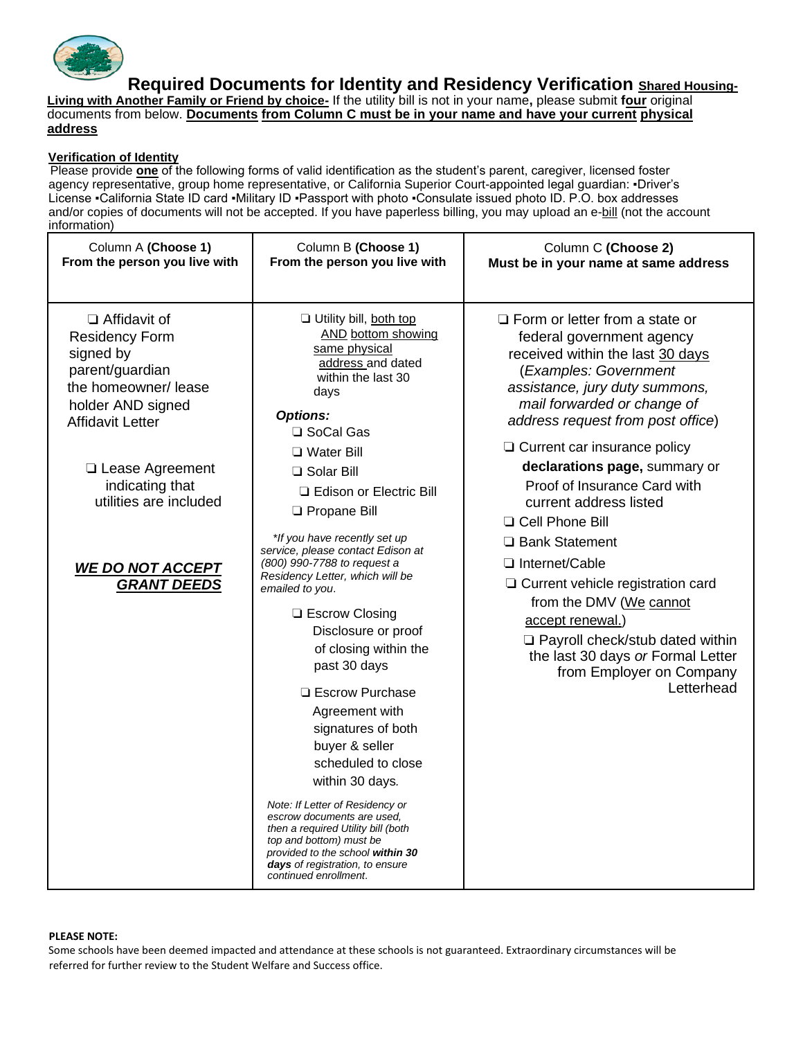# Required Documents for Identity and Residency Verification <u>**Shared Housing-Living with Another Family or Friend by choice-**</u>

If the utility bill is not in your name**,** please submit <u>**four**</u> original documents from below. <u>**Documents from Column C must be in your name and have your current physical address**</u>

<u>**Verification of Identity**</u>

Please provide <u>**one**</u> of the following forms of valid identification as the student's parent, caregiver, licensed foster agency representative, group home representative, or California Superior Court-appointed legal guardian: ▪Driver's License ▪California State ID card ▪Military ID ▪Passport with photo ▪Consulate issued photo ID. P.O. box addresses and/or copies of documents will not be accepted. If you have paperless billing, you may upload an e-<u>bill</u> (not the account information)

| Column A **(Choose 1)** **From the person you live with** | Column B **(Choose 1)** **From the person you live with** | Column C **(Choose 2)** **Must be in your name at same address** |
|---|---|---|
| ❑ Affidavit of Residency Form signed by parent/guardian the homeowner/ lease holder AND signed Affidavit Letter<br><br>❑ Lease Agreement indicating that utilities are included<br><br>***<u>WE DO NOT ACCEPT GRANT DEEDS</u>*** | ❑ Utility bill, <u>both top AND bottom showing same physical address</u> and dated within the last 30 days<br><br>***Options:***<br>❑ SoCal Gas<br>❑ Water Bill<br>❑ Solar Bill<br>❑ Edison or Electric Bill<br>❑ Propane Bill<br><br>*\*If you have recently set up service, please contact Edison at (800) 990-7788 to request a Residency Letter, which will be emailed to you*.<br><br>❑ Escrow Closing Disclosure or proof of closing within the past 30 days<br><br>❑ Escrow Purchase Agreement with signatures of both buyer & seller scheduled to close within 30 days*.*<br><br>*Note: If Letter of Residency or escrow documents are used, then a required Utility bill (both top and bottom) must be provided to the school **within 30 days** of registration, to ensure continued enrollment*. | ❑ Form or letter from a state or federal government agency received within the last <u>30 days</u> (*Examples: Government assistance, jury duty summons, mail forwarded or change of address request from post office*)<br><br>❑ Current car insurance policy **declarations page,** summary or Proof of Insurance Card with current address listed<br>❑ Cell Phone Bill<br>❑ Bank Statement<br>❑ Internet/Cable<br>❑ Current vehicle registration card from the DMV (<u>We cannot accept renewal.</u>)<br>❑ Payroll check/stub dated within the last 30 days *or* Formal Letter from Employer on Company Letterhead |

**PLEASE NOTE:**

Some schools have been deemed impacted and attendance at these schools is not guaranteed. Extraordinary circumstances will be referred for further review to the Student Welfare and Success office.